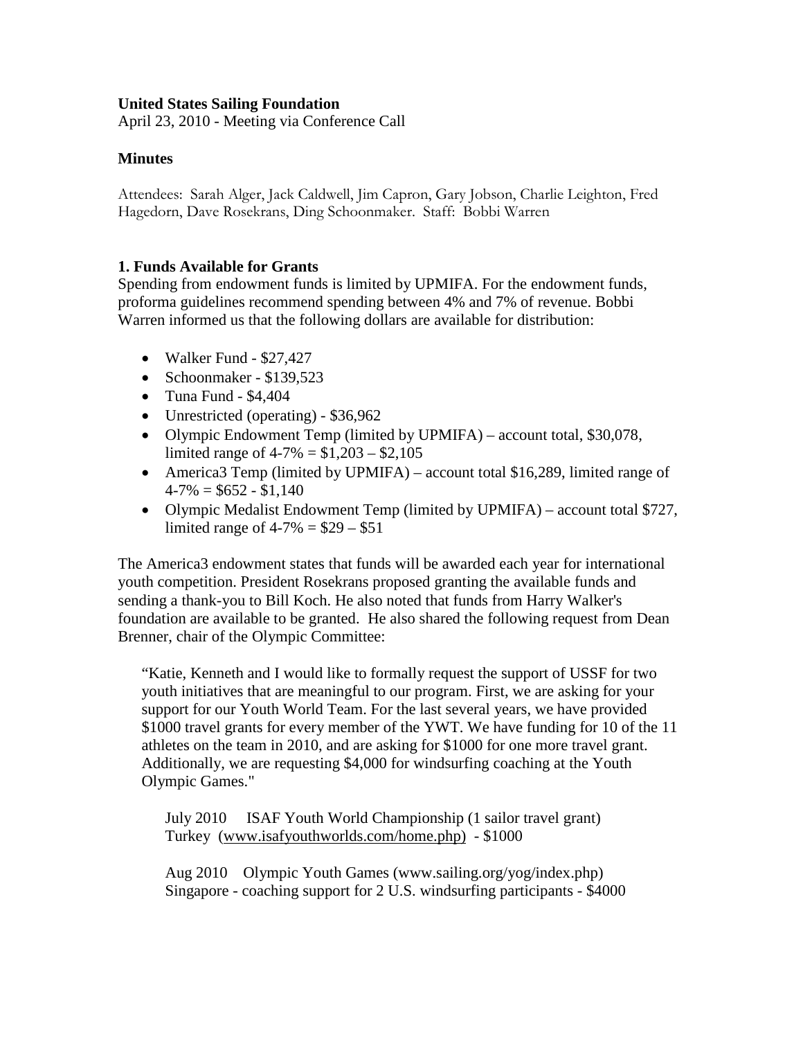**United States Sailing Foundation**

April 23, 2010 - Meeting via Conference Call

**Minutes**

Attendees: Sarah Alger, Jack Caldwell, Jim Capron, Gary Jobson, Charlie Leighton, Fred Hagedorn, Dave Rosekrans, Ding Schoonmaker. Staff: Bobbi Warren

**1. Funds Available for Grants**

Spending from endowment funds is limited by UPMIFA. For the endowment funds, proforma guidelines recommend spending between 4% and 7% of revenue. Bobbi Warren informed us that the following dollars are available for distribution:

- Walker Fund - $27,427
- Schoonmaker - $139,523
- Tuna Fund - $4,404
- Unrestricted (operating) - $36,962
- Olympic Endowment Temp (limited by UPMIFA) – account total, $30,078, limited range of 4-7% = $1,203 – $2,105
- America3 Temp (limited by UPMIFA) – account total $16,289, limited range of 4-7% = $652 - $1,140
- Olympic Medalist Endowment Temp (limited by UPMIFA) – account total $727, limited range of 4-7% = $29 – $51

The America3 endowment states that funds will be awarded each year for international youth competition. President Rosekrans proposed granting the available funds and sending a thank-you to Bill Koch. He also noted that funds from Harry Walker's foundation are available to be granted. He also shared the following request from Dean Brenner, chair of the Olympic Committee:

> "Katie, Kenneth and I would like to formally request the support of USSF for two youth initiatives that are meaningful to our program. First, we are asking for your support for our Youth World Team. For the last several years, we have provided $1000 travel grants for every member of the YWT. We have funding for 10 of the 11 athletes on the team in 2010, and are asking for $1000 for one more travel grant. Additionally, we are requesting $4,000 for windsurfing coaching at the Youth Olympic Games."
>
> July 2010 ISAF Youth World Championship (1 sailor travel grant)
> Turkey (www.isafyouthworlds.com/home.php) - $1000
>
> Aug 2010 Olympic Youth Games (www.sailing.org/yog/index.php)
> Singapore - coaching support for 2 U.S. windsurfing participants - $4000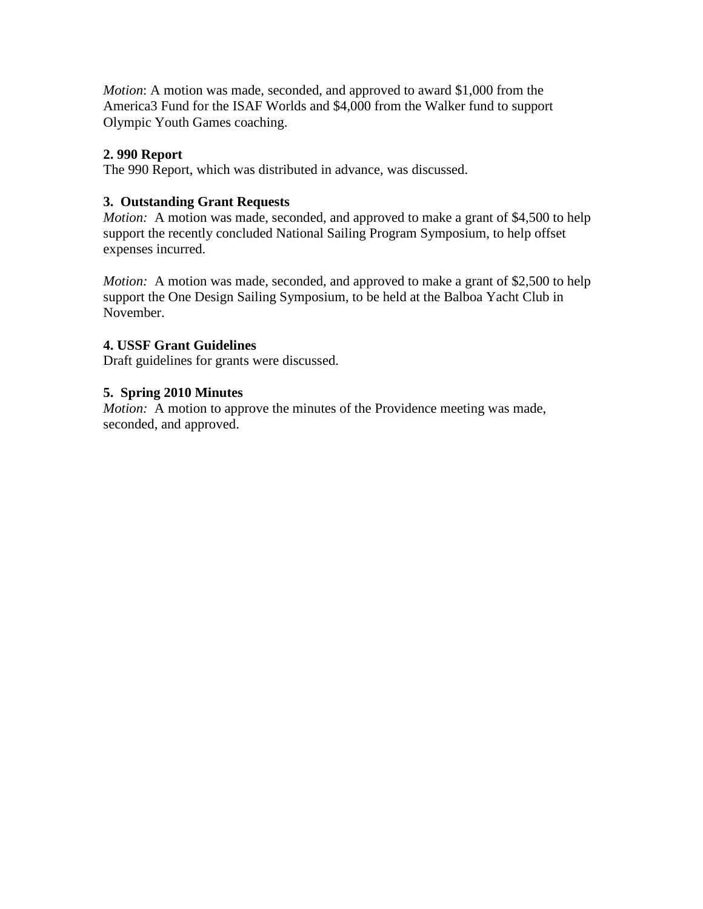*Motion*: A motion was made, seconded, and approved to award $1,000 from the America3 Fund for the ISAF Worlds and $4,000 from the Walker fund to support Olympic Youth Games coaching.

**2. 990 Report**

The 990 Report, which was distributed in advance, was discussed.

**3. Outstanding Grant Requests**

*Motion:* A motion was made, seconded, and approved to make a grant of $4,500 to help support the recently concluded National Sailing Program Symposium, to help offset expenses incurred.

*Motion:* A motion was made, seconded, and approved to make a grant of $2,500 to help support the One Design Sailing Symposium, to be held at the Balboa Yacht Club in November.

**4. USSF Grant Guidelines**

Draft guidelines for grants were discussed.

**5. Spring 2010 Minutes**

*Motion:* A motion to approve the minutes of the Providence meeting was made, seconded, and approved.